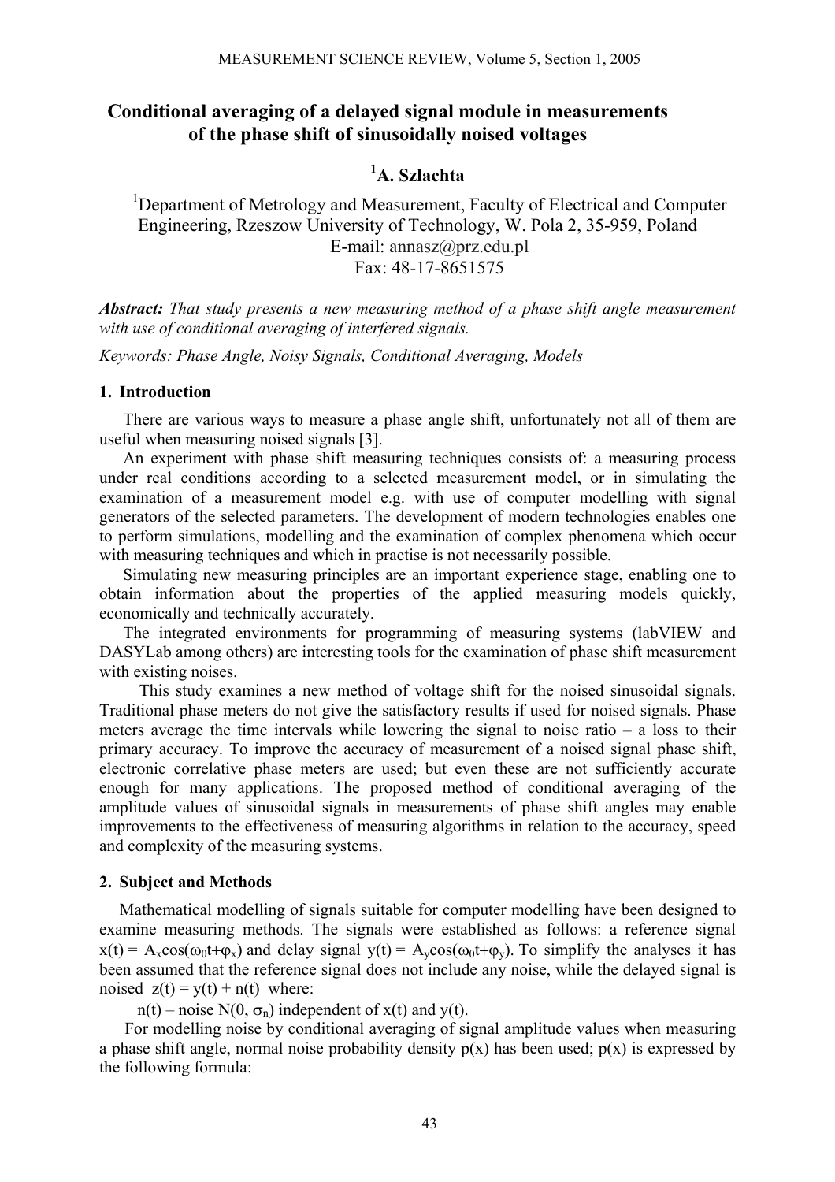# Conditional averaging of a delayed signal module in measurements of the phase shift of sinusoidally noised voltages

## [1]A. Szlachta

[1]Department of Metrology and Measurement, Faculty of Electrical and Computer Engineering, Rzeszow University of Technology, W. Pola 2, 35-959, Poland
E-mail: annasz@prz.edu.pl
Fax: 48-17-8651575

***Abstract:*** *That study presents a new measuring method of a phase shift angle measurement with use of conditional averaging of interfered signals.*

*Keywords: Phase Angle, Noisy Signals, Conditional Averaging, Models*

### 1. Introduction

There are various ways to measure a phase angle shift, unfortunately not all of them are useful when measuring noised signals [3].

An experiment with phase shift measuring techniques consists of: a measuring process under real conditions according to a selected measurement model, or in simulating the examination of a measurement model e.g. with use of computer modelling with signal generators of the selected parameters. The development of modern technologies enables one to perform simulations, modelling and the examination of complex phenomena which occur with measuring techniques and which in practise is not necessarily possible.

Simulating new measuring principles are an important experience stage, enabling one to obtain information about the properties of the applied measuring models quickly, economically and technically accurately.

The integrated environments for programming of measuring systems (labVIEW and DASYLab among others) are interesting tools for the examination of phase shift measurement with existing noises.

This study examines a new method of voltage shift for the noised sinusoidal signals. Traditional phase meters do not give the satisfactory results if used for noised signals. Phase meters average the time intervals while lowering the signal to noise ratio – a loss to their primary accuracy. To improve the accuracy of measurement of a noised signal phase shift, electronic correlative phase meters are used; but even these are not sufficiently accurate enough for many applications. The proposed method of conditional averaging of the amplitude values of sinusoidal signals in measurements of phase shift angles may enable improvements to the effectiveness of measuring algorithms in relation to the accuracy, speed and complexity of the measuring systems.

### 2. Subject and Methods

Mathematical modelling of signals suitable for computer modelling have been designed to examine measuring methods. The signals were established as follows: a reference signal $x(t) = A_x\cos(\omega_0 t+\varphi_x)$ and delay signal $y(t) = A_y\cos(\omega_0 t+\varphi_y)$. To simplify the analyses it has been assumed that the reference signal does not include any noise, while the delayed signal is noised $z(t) = y(t) + n(t)$ where:

$n(t)$ – noise $N(0, \sigma_n)$ independent of $x(t)$ and $y(t)$.

For modelling noise by conditional averaging of signal amplitude values when measuring a phase shift angle, normal noise probability density $p(x)$ has been used; $p(x)$ is expressed by the following formula: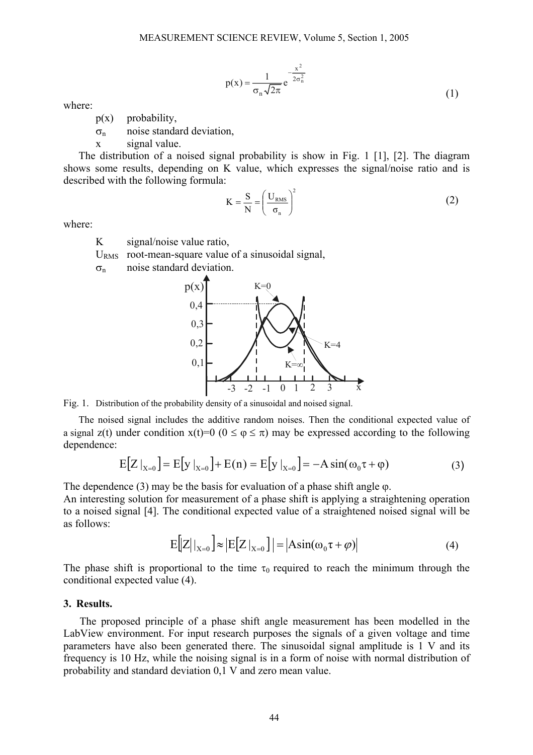$$p(x) = \frac{1}{\sigma_n \sqrt{2\pi}} e^{-\frac{x^2}{2\sigma_n^2}} \tag{1}$$

where:

- $p(x)$ probability,
- $\sigma_n$ noise standard deviation,
- $x$ signal value.

The distribution of a noised signal probability is show in Fig. 1 [1], [2]. The diagram shows some results, depending on K value, which expresses the signal/noise ratio and is described with the following formula:

$$K = \frac{S}{N} = \left( \frac{U_{RMS}}{\sigma_n} \right)^2 \tag{2}$$

where:

- $K$ signal/noise value ratio,
- $U_{RMS}$ root-mean-square value of a sinusoidal signal,
- $\sigma_n$ noise standard deviation.

Fig. 1. Distribution of the probability density of a sinusoidal and noised signal.

The noised signal includes the additive random noises. Then the conditional expected value of a signal $z(t)$ under condition $x(t)=0$ $(0 \le \varphi \le \pi)$ may be expressed according to the following dependence:

$$E\left[Z|_{X=0}\right] = E\left[y|_{X=0}\right] + E(n) = E\left[y|_{X=0}\right] = -A\sin(\omega_0\tau + \varphi) \tag{3}$$

The dependence (3) may be the basis for evaluation of a phase shift angle $\varphi$.
An interesting solution for measurement of a phase shift is applying a straightening operation to a noised signal [4]. The conditional expected value of a straightened noised signal will be as follows:

$$E\left[|Z||_{X=0}\right] \approx \left|E\left[Z|_{X=0}\right]\right| = \left|A\sin(\omega_0\tau + \varphi)\right| \tag{4}$$

The phase shift is proportional to the time $\tau_0$ required to reach the minimum through the conditional expected value (4).

### 3. Results.

The proposed principle of a phase shift angle measurement has been modelled in the LabView environment. For input research purposes the signals of a given voltage and time parameters have also been generated there. The sinusoidal signal amplitude is 1 V and its frequency is 10 Hz, while the noising signal is in a form of noise with normal distribution of probability and standard deviation 0,1 V and zero mean value.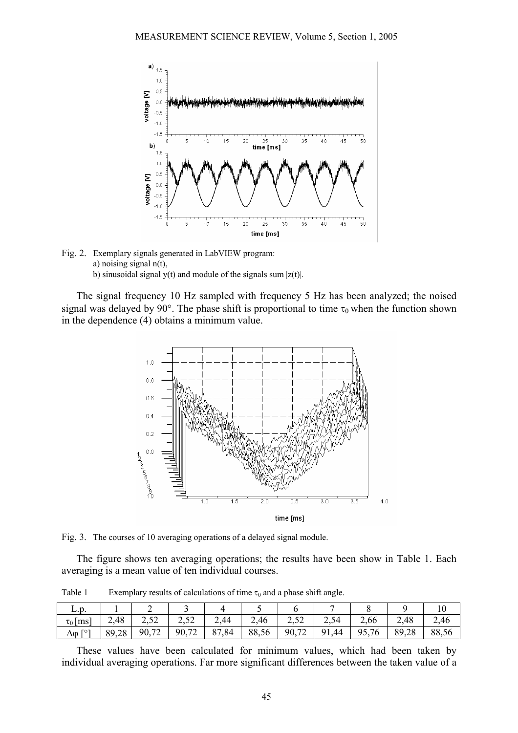Fig. 2. Exemplary signals generated in LabVIEW program:
a) noising signal n(t),
b) sinusoidal signal y(t) and module of the signals sum |z(t)|.

The signal frequency 10 Hz sampled with frequency 5 Hz has been analyzed; the noised signal was delayed by 90°. The phase shift is proportional to time $\tau_0$ when the function shown in the dependence (4) obtains a minimum value.

Fig. 3. The courses of 10 averaging operations of a delayed signal module.

The figure shows ten averaging operations; the results have been show in Table 1. Each averaging is a mean value of ten individual courses.

Table 1 Exemplary results of calculations of time $\tau_0$ and a phase shift angle.

| L.p. | 1 | 2 | 3 | 4 | 5 | 6 | 7 | 8 | 9 | 10 |
|---|---|---|---|---|---|---|---|---|---|---|
| $\tau_0$ [ms] | 2,48 | 2,52 | 2,52 | 2,44 | 2,46 | 2,52 | 2,54 | 2,66 | 2,48 | 2,46 |
| $\Delta\varphi$ [°] | 89,28 | 90,72 | 90,72 | 87,84 | 88,56 | 90,72 | 91,44 | 95,76 | 89,28 | 88,56 |

These values have been calculated for minimum values, which had been taken by individual averaging operations. Far more significant differences between the taken value of a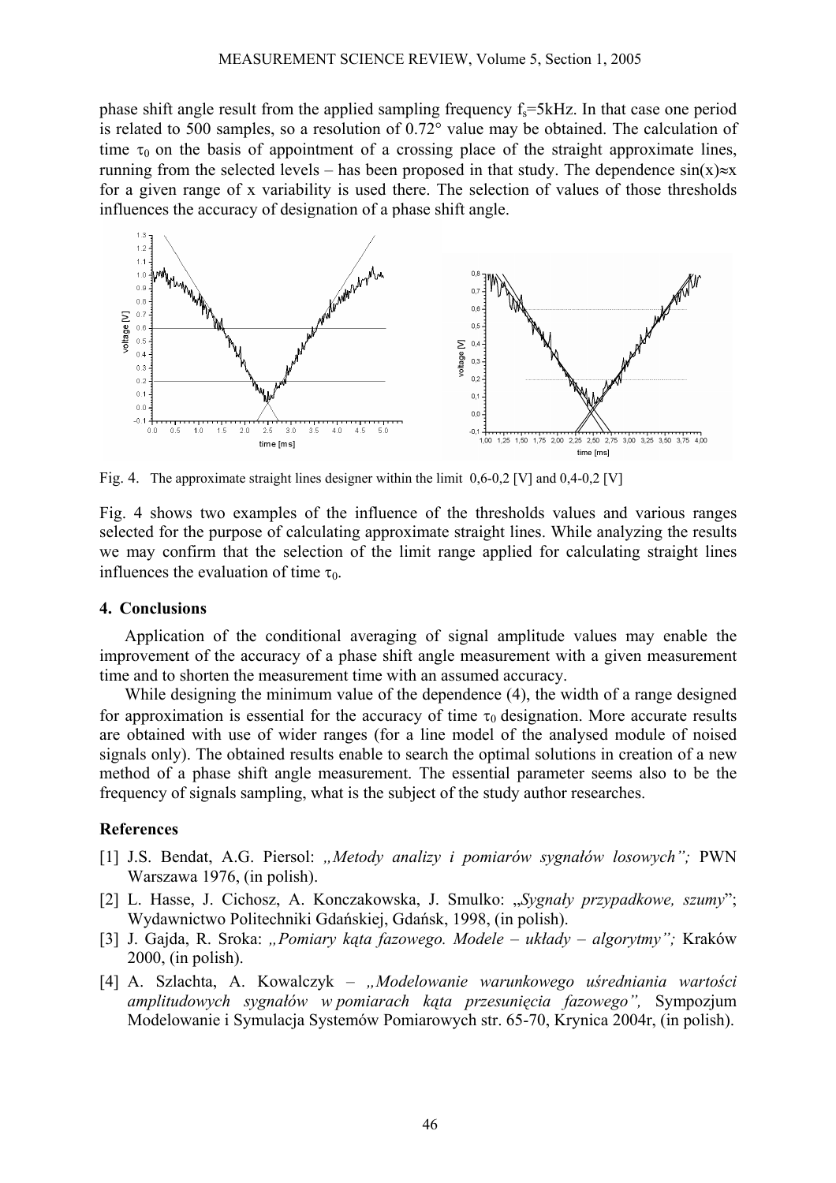phase shift angle result from the applied sampling frequency $f_s$=5kHz. In that case one period is related to 500 samples, so a resolution of 0.72° value may be obtained. The calculation of time $\tau_0$ on the basis of appointment of a crossing place of the straight approximate lines, running from the selected levels – has been proposed in that study. The dependence $\sin(x)\approx x$ for a given range of x variability is used there. The selection of values of those thresholds influences the accuracy of designation of a phase shift angle.

voltage [V]
1.3
1.2
1.1
1.0
0.9
0.8
0.7
0.6
0.5
0.4
0.3
0.2
0.1
0.0
-0.1
0.0 0.5 1.0 1.5 2.0 2.5 3.0 3.5 4.0 4.5 5.0
time [ms]

voltage [V]
0,8
0,7
0,6
0,5
0,4
0,3
0,2
0,1
0,0
-0,1
1,00 1,25 1,50 1,75 2,00 2,25 2,50 2,75 3,00 3,25 3,50 3,75 4,00
time [ms]

Fig. 4. The approximate straight lines designer within the limit 0,6-0,2 [V] and 0,4-0,2 [V]

Fig. 4 shows two examples of the influence of the thresholds values and various ranges selected for the purpose of calculating approximate straight lines. While analyzing the results we may confirm that the selection of the limit range applied for calculating straight lines influences the evaluation of time $\tau_0$.

## 4. Conclusions

Application of the conditional averaging of signal amplitude values may enable the improvement of the accuracy of a phase shift angle measurement with a given measurement time and to shorten the measurement time with an assumed accuracy.

While designing the minimum value of the dependence (4), the width of a range designed for approximation is essential for the accuracy of time $\tau_0$ designation. More accurate results are obtained with use of wider ranges (for a line model of the analysed module of noised signals only). The obtained results enable to search the optimal solutions in creation of a new method of a phase shift angle measurement. The essential parameter seems also to be the frequency of signals sampling, what is the subject of the study author researches.

## References

[1] J.S. Bendat, A.G. Piersol: *„Metody analizy i pomiarów sygnałów losowych”;* PWN Warszawa 1976, (in polish).

[2] L. Hasse, J. Cichosz, A. Konczakowska, J. Smulko: „*Sygnały przypadkowe, szumy*”; Wydawnictwo Politechniki Gdańskiej, Gdańsk, 1998, (in polish).

[3] J. Gajda, R. Sroka: *„Pomiary kąta fazowego. Modele – układy – algorytmy”;* Kraków 2000, (in polish).

[4] A. Szlachta, A. Kowalczyk – *„Modelowanie warunkowego uśredniania wartości amplitudowych sygnałów w pomiarach kąta przesunięcia fazowego”,* Sympozjum Modelowanie i Symulacja Systemów Pomiarowych str. 65-70, Krynica 2004r, (in polish).